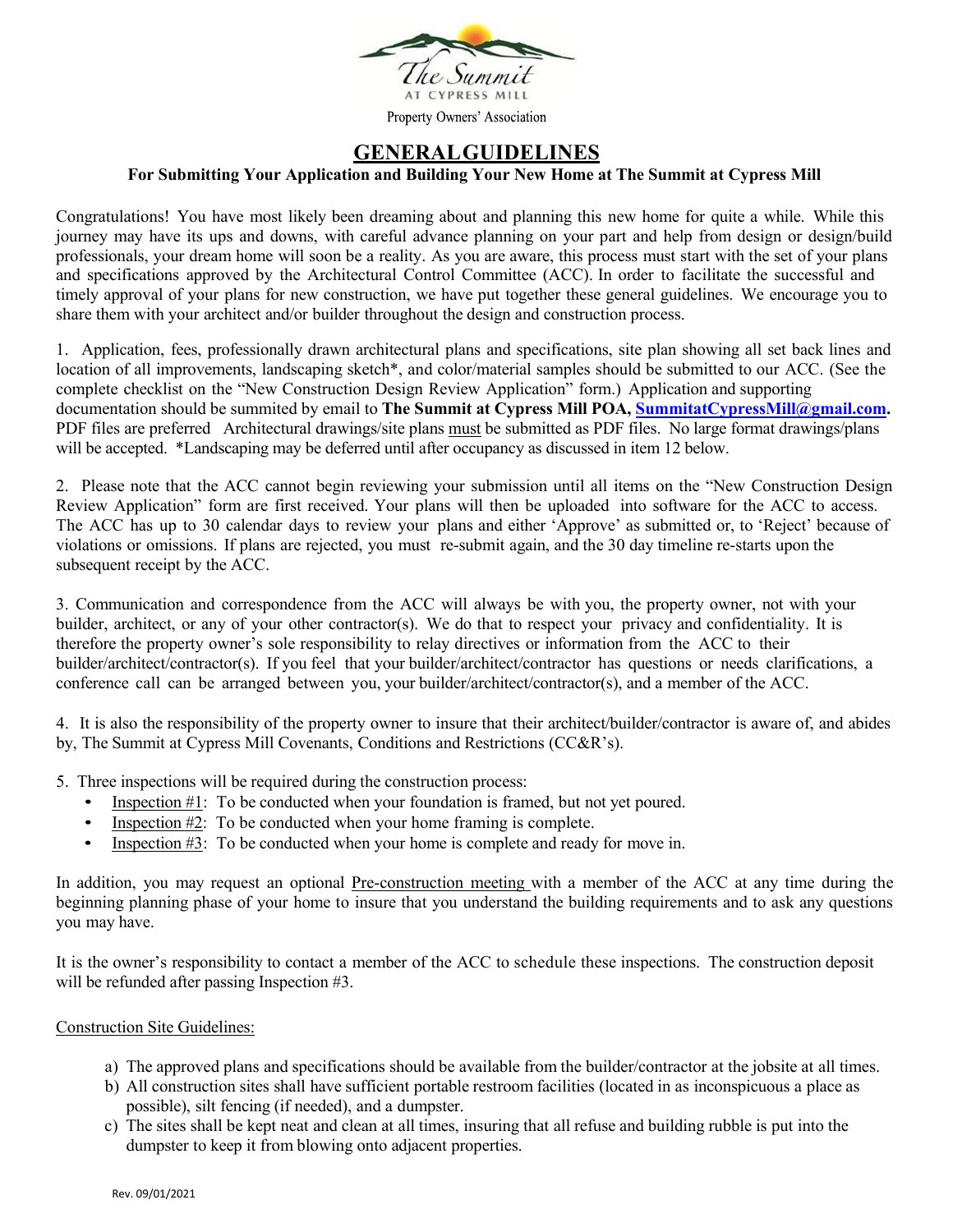The Summit at Cypress Mill

Property Owners' Association

# GENERAL GUIDELINES

### For Submitting Your Application and Building Your New Home at The Summit at Cypress Mill

Congratulations! You have most likely been dreaming about and planning this new home for quite a while. While this journey may have its ups and downs, with careful advance planning on your part and help from design or design/build professionals, your dream home will soon be a reality. As you are aware, this process must start with the set of your plans and specifications approved by the Architectural Control Committee (ACC). In order to facilitate the successful and timely approval of your plans for new construction, we have put together these general guidelines. We encourage you to share them with your architect and/or builder throughout the design and construction process.

1. Application, fees, professionally drawn architectural plans and specifications, site plan showing all set back lines and location of all improvements, landscaping sketch*, and color/material samples should be submitted to our ACC. (See the complete checklist on the "New Construction Design Review Application" form.) Application and supporting documentation should be summited by email to **The Summit at Cypress Mill POA, SummitatCypressMill@gmail.com.** PDF files are preferred Architectural drawings/site plans must be submitted as PDF files. No large format drawings/plans will be accepted. *Landscaping may be deferred until after occupancy as discussed in item 12 below.

2. Please note that the ACC cannot begin reviewing your submission until all items on the "New Construction Design Review Application" form are first received. Your plans will then be uploaded into software for the ACC to access. The ACC has up to 30 calendar days to review your plans and either 'Approve' as submitted or, to 'Reject' because of violations or omissions. If plans are rejected, you must re-submit again, and the 30 day timeline re-starts upon the subsequent receipt by the ACC.

3. Communication and correspondence from the ACC will always be with you, the property owner, not with your builder, architect, or any of your other contractor(s). We do that to respect your privacy and confidentiality. It is therefore the property owner's sole responsibility to relay directives or information from the ACC to their builder/architect/contractor(s). If you feel that your builder/architect/contractor has questions or needs clarifications, a conference call can be arranged between you, your builder/architect/contractor(s), and a member of the ACC.

4. It is also the responsibility of the property owner to insure that their architect/builder/contractor is aware of, and abides by, The Summit at Cypress Mill Covenants, Conditions and Restrictions (CC&R's).

5. Three inspections will be required during the construction process:
   - Inspection #1: To be conducted when your foundation is framed, but not yet poured.
   - Inspection #2: To be conducted when your home framing is complete.
   - Inspection #3: To be conducted when your home is complete and ready for move in.

In addition, you may request an optional Pre-construction meeting with a member of the ACC at any time during the beginning planning phase of your home to insure that you understand the building requirements and to ask any questions you may have.

It is the owner's responsibility to contact a member of the ACC to schedule these inspections. The construction deposit will be refunded after passing Inspection #3.

Construction Site Guidelines:

a) The approved plans and specifications should be available from the builder/contractor at the jobsite at all times.
b) All construction sites shall have sufficient portable restroom facilities (located in as inconspicuous a place as possible), silt fencing (if needed), and a dumpster.
c) The sites shall be kept neat and clean at all times, insuring that all refuse and building rubble is put into the dumpster to keep it from blowing onto adjacent properties.

Rev. 09/01/2021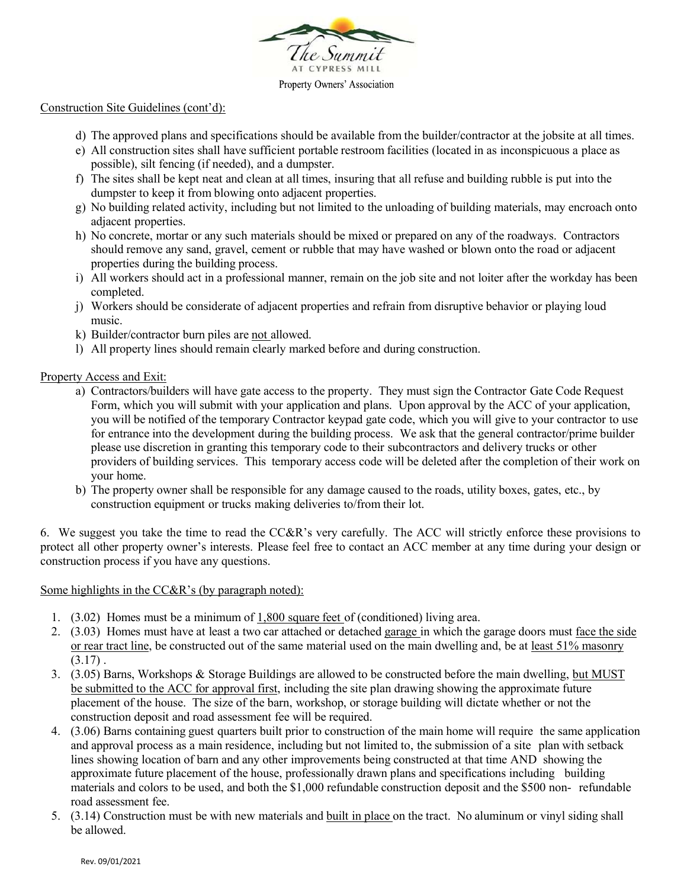Construction Site Guidelines (cont'd):

d) The approved plans and specifications should be available from the builder/contractor at the jobsite at all times.
e) All construction sites shall have sufficient portable restroom facilities (located in as inconspicuous a place as possible), silt fencing (if needed), and a dumpster.
f) The sites shall be kept neat and clean at all times, insuring that all refuse and building rubble is put into the dumpster to keep it from blowing onto adjacent properties.
g) No building related activity, including but not limited to the unloading of building materials, may encroach onto adjacent properties.
h) No concrete, mortar or any such materials should be mixed or prepared on any of the roadways. Contractors should remove any sand, gravel, cement or rubble that may have washed or blown onto the road or adjacent properties during the building process.
i) All workers should act in a professional manner, remain on the job site and not loiter after the workday has been completed.
j) Workers should be considerate of adjacent properties and refrain from disruptive behavior or playing loud music.
k) Builder/contractor burn piles are not allowed.
l) All property lines should remain clearly marked before and during construction.

Property Access and Exit:

a) Contractors/builders will have gate access to the property. They must sign the Contractor Gate Code Request Form, which you will submit with your application and plans. Upon approval by the ACC of your application, you will be notified of the temporary Contractor keypad gate code, which you will give to your contractor to use for entrance into the development during the building process. We ask that the general contractor/prime builder please use discretion in granting this temporary code to their subcontractors and delivery trucks or other providers of building services. This temporary access code will be deleted after the completion of their work on your home.
b) The property owner shall be responsible for any damage caused to the roads, utility boxes, gates, etc., by construction equipment or trucks making deliveries to/from their lot.

6. We suggest you take the time to read the CC&R's very carefully. The ACC will strictly enforce these provisions to protect all other property owner's interests. Please feel free to contact an ACC member at any time during your design or construction process if you have any questions.

Some highlights in the CC&R's (by paragraph noted):

1. (3.02) Homes must be a minimum of 1,800 square feet of (conditioned) living area.
2. (3.03) Homes must have at least a two car attached or detached garage in which the garage doors must face the side or rear tract line, be constructed out of the same material used on the main dwelling and, be at least 51% masonry (3.17) .
3. (3.05) Barns, Workshops & Storage Buildings are allowed to be constructed before the main dwelling, but MUST be submitted to the ACC for approval first, including the site plan drawing showing the approximate future placement of the house. The size of the barn, workshop, or storage building will dictate whether or not the construction deposit and road assessment fee will be required.
4. (3.06) Barns containing guest quarters built prior to construction of the main home will require the same application and approval process as a main residence, including but not limited to, the submission of a site plan with setback lines showing location of barn and any other improvements being constructed at that time AND showing the approximate future placement of the house, professionally drawn plans and specifications including building materials and colors to be used, and both the $1,000 refundable construction deposit and the $500 non- refundable road assessment fee.
5. (3.14) Construction must be with new materials and built in place on the tract. No aluminum or vinyl siding shall be allowed.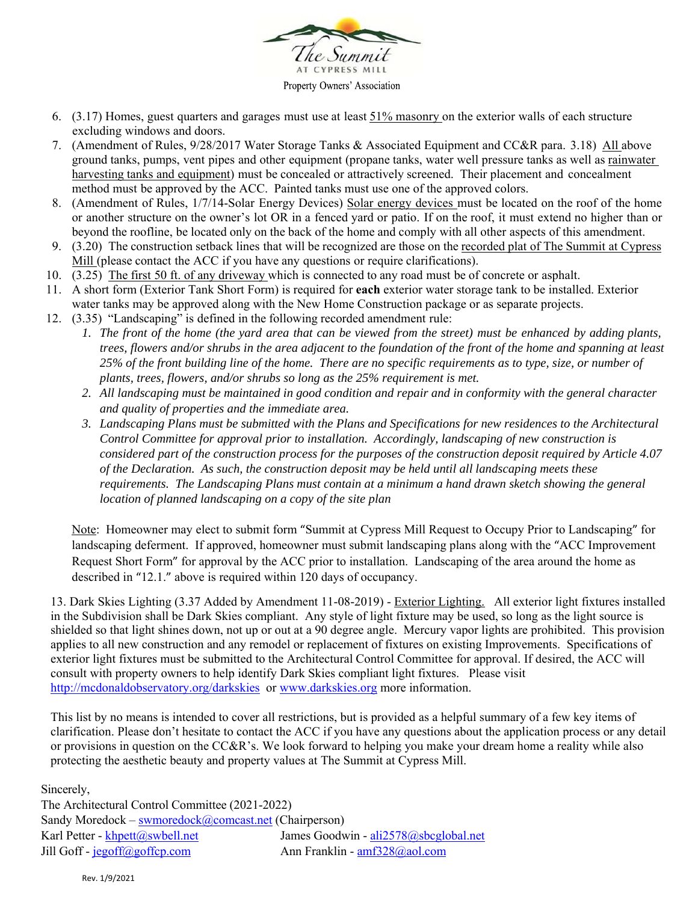The Summit AT CYPRESS MILL

Property Owners' Association

6. (3.17) Homes, guest quarters and garages must use at least 51% masonry on the exterior walls of each structure excluding windows and doors.
7. (Amendment of Rules, 9/28/2017 Water Storage Tanks & Associated Equipment and CC&R para. 3.18) All above ground tanks, pumps, vent pipes and other equipment (propane tanks, water well pressure tanks as well as rainwater harvesting tanks and equipment) must be concealed or attractively screened. Their placement and concealment method must be approved by the ACC. Painted tanks must use one of the approved colors.
8. (Amendment of Rules, 1/7/14-Solar Energy Devices) Solar energy devices must be located on the roof of the home or another structure on the owner's lot OR in a fenced yard or patio. If on the roof, it must extend no higher than or beyond the roofline, be located only on the back of the home and comply with all other aspects of this amendment.
9. (3.20) The construction setback lines that will be recognized are those on the recorded plat of The Summit at Cypress Mill (please contact the ACC if you have any questions or require clarifications).
10. (3.25) The first 50 ft. of any driveway which is connected to any road must be of concrete or asphalt.
11. A short form (Exterior Tank Short Form) is required for **each** exterior water storage tank to be installed. Exterior water tanks may be approved along with the New Home Construction package or as separate projects.
12. (3.35) "Landscaping" is defined in the following recorded amendment rule:
    1. *The front of the home (the yard area that can be viewed from the street) must be enhanced by adding plants, trees, flowers and/or shrubs in the area adjacent to the foundation of the front of the home and spanning at least 25% of the front building line of the home. There are no specific requirements as to type, size, or number of plants, trees, flowers, and/or shrubs so long as the 25% requirement is met.*
    2. *All landscaping must be maintained in good condition and repair and in conformity with the general character and quality of properties and the immediate area.*
    3. *Landscaping Plans must be submitted with the Plans and Specifications for new residences to the Architectural Control Committee for approval prior to installation. Accordingly, landscaping of new construction is considered part of the construction process for the purposes of the construction deposit required by Article 4.07 of the Declaration. As such, the construction deposit may be held until all landscaping meets these requirements. The Landscaping Plans must contain at a minimum a hand drawn sketch showing the general location of planned landscaping on a copy of the site plan*

    Note: Homeowner may elect to submit form "Summit at Cypress Mill Request to Occupy Prior to Landscaping" for landscaping deferment. If approved, homeowner must submit landscaping plans along with the "ACC Improvement Request Short Form" for approval by the ACC prior to installation. Landscaping of the area around the home as described in "12.1." above is required within 120 days of occupancy.

13. Dark Skies Lighting (3.37 Added by Amendment 11-08-2019) - Exterior Lighting. All exterior light fixtures installed in the Subdivision shall be Dark Skies compliant. Any style of light fixture may be used, so long as the light source is shielded so that light shines down, not up or out at a 90 degree angle. Mercury vapor lights are prohibited. This provision applies to all new construction and any remodel or replacement of fixtures on existing Improvements. Specifications of exterior light fixtures must be submitted to the Architectural Control Committee for approval. If desired, the ACC will consult with property owners to help identify Dark Skies compliant light fixtures. Please visit http://mcdonaldobservatory.org/darkskies or www.darkskies.org more information.

This list by no means is intended to cover all restrictions, but is provided as a helpful summary of a few key items of clarification. Please don't hesitate to contact the ACC if you have any questions about the application process or any detail or provisions in question on the CC&R's. We look forward to helping you make your dream home a reality while also protecting the aesthetic beauty and property values at The Summit at Cypress Mill.

Sincerely,
The Architectural Control Committee (2021-2022)
Sandy Moredock – swmoredock@comcast.net (Chairperson)
Karl Petter - khpett@swbell.net
James Goodwin - ali2578@sbcglobal.net
Jill Goff - jegoff@goffcp.com
Ann Franklin - amf328@aol.com

Rev. 1/9/2021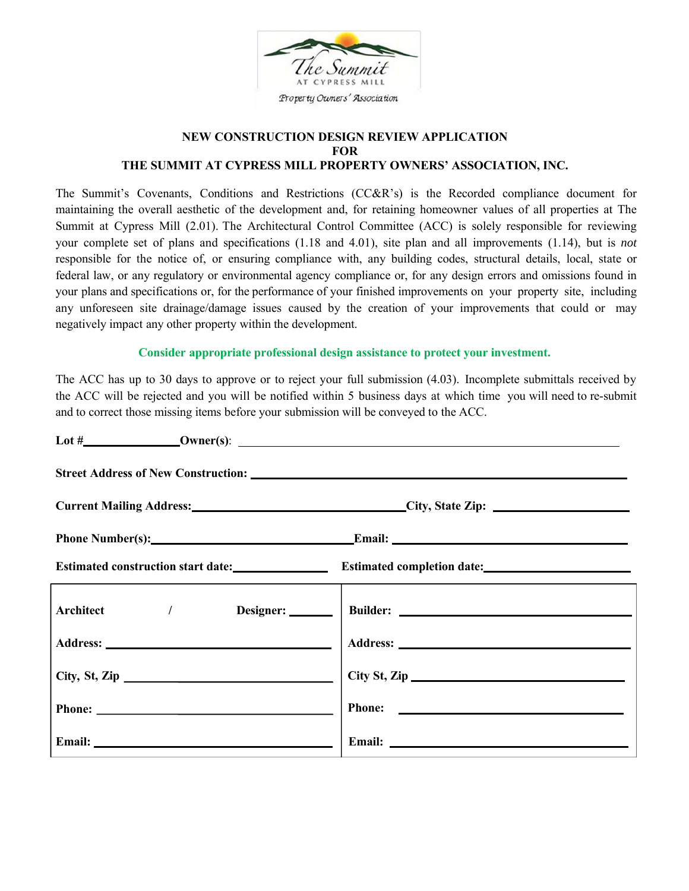The Summit at Cypress Mill

Property Owners' Association

**NEW CONSTRUCTION DESIGN REVIEW APPLICATION**
**FOR**
**THE SUMMIT AT CYPRESS MILL PROPERTY OWNERS' ASSOCIATION, INC.**

The Summit's Covenants, Conditions and Restrictions (CC&R's) is the Recorded compliance document for maintaining the overall aesthetic of the development and, for retaining homeowner values of all properties at The Summit at Cypress Mill (2.01). The Architectural Control Committee (ACC) is solely responsible for reviewing your complete set of plans and specifications (1.18 and 4.01), site plan and all improvements (1.14), but is *not* responsible for the notice of, or ensuring compliance with, any building codes, structural details, local, state or federal law, or any regulatory or environmental agency compliance or, for any design errors and omissions found in your plans and specifications or, for the performance of your finished improvements on your property site, including any unforeseen site drainage/damage issues caused by the creation of your improvements that could or may negatively impact any other property within the development.

**Consider appropriate professional design assistance to protect your investment.**

The ACC has up to 30 days to approve or to reject your full submission (4.03). Incomplete submittals received by the ACC will be rejected and you will be notified within 5 business days at which time you will need to re-submit and to correct those missing items before your submission will be conveyed to the ACC.

**Lot #**\_\_\_\_\_\_\_\_\_\_\_\_ **Owner(s)**: \_\_\_\_\_\_\_\_\_\_\_\_\_\_\_\_\_\_\_\_\_\_\_\_\_\_\_\_\_\_\_\_\_\_\_\_\_\_\_\_

**Street Address of New Construction:** \_\_\_\_\_\_\_\_\_\_\_\_\_\_\_\_\_\_\_\_\_\_\_\_\_\_\_\_\_\_\_\_\_\_\_\_

**Current Mailing Address:**\_\_\_\_\_\_\_\_\_\_\_\_\_\_\_\_\_\_\_\_\_\_\_\_ **City, State Zip:** \_\_\_\_\_\_\_\_\_\_\_\_\_\_\_\_

**Phone Number(s):**\_\_\_\_\_\_\_\_\_\_\_\_\_\_\_\_\_\_\_\_\_\_\_\_ **Email:** \_\_\_\_\_\_\_\_\_\_\_\_\_\_\_\_\_\_\_\_\_\_\_\_

**Estimated construction start date:**\_\_\_\_\_\_\_\_\_\_\_\_ **Estimated completion date:**\_\_\_\_\_\_\_\_\_\_\_\_\_\_\_\_

| **Architect / Designer:** \_\_\_\_\_\_ | **Builder:** \_\_\_\_\_\_\_\_\_\_\_\_\_\_\_\_\_\_\_\_ |
|---|---|
| **Address:** \_\_\_\_\_\_\_\_\_\_\_\_\_\_\_\_\_\_\_\_ | **Address:** \_\_\_\_\_\_\_\_\_\_\_\_\_\_\_\_\_\_\_\_ |
| **City, St, Zip** \_\_\_\_\_\_\_\_\_\_\_\_\_\_\_\_\_\_\_\_ | **City St, Zip** \_\_\_\_\_\_\_\_\_\_\_\_\_\_\_\_\_\_\_\_ |
| **Phone:** \_\_\_\_\_\_\_\_\_\_\_\_\_\_\_\_\_\_\_\_ | **Phone:** \_\_\_\_\_\_\_\_\_\_\_\_\_\_\_\_\_\_\_\_ |
| **Email:** \_\_\_\_\_\_\_\_\_\_\_\_\_\_\_\_\_\_\_\_ | **Email:** \_\_\_\_\_\_\_\_\_\_\_\_\_\_\_\_\_\_\_\_ |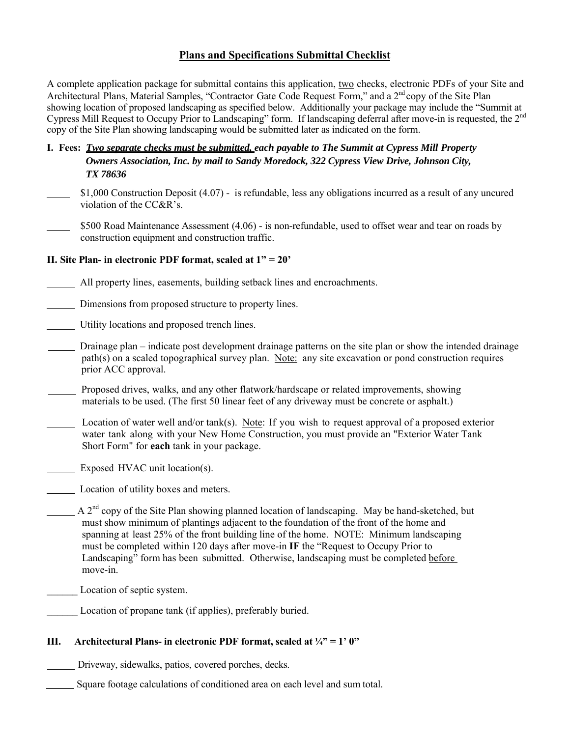# Plans and Specifications Submittal Checklist

A complete application package for submittal contains this application, two checks, electronic PDFs of your Site and Architectural Plans, Material Samples, "Contractor Gate Code Request Form," and a 2nd copy of the Site Plan showing location of proposed landscaping as specified below. Additionally your package may include the "Summit at Cypress Mill Request to Occupy Prior to Landscaping" form. If landscaping deferral after move-in is requested, the 2nd copy of the Site Plan showing landscaping would be submitted later as indicated on the form.

**I. Fees:** ***Two separate checks must be submitted, each payable to The Summit at Cypress Mill Property Owners Association, Inc. by mail to Sandy Moredock, 322 Cypress View Drive, Johnson City, TX 78636***

_____ $1,000 Construction Deposit (4.07) - is refundable, less any obligations incurred as a result of any uncured violation of the CC&R's.

_____ $500 Road Maintenance Assessment (4.06) - is non-refundable, used to offset wear and tear on roads by construction equipment and construction traffic.

**II. Site Plan- in electronic PDF format, scaled at 1" = 20'**

______ All property lines, easements, building setback lines and encroachments.

______ Dimensions from proposed structure to property lines.

______ Utility locations and proposed trench lines.

______ Drainage plan – indicate post development drainage patterns on the site plan or show the intended drainage path(s) on a scaled topographical survey plan. Note: any site excavation or pond construction requires prior ACC approval.

______ Proposed drives, walks, and any other flatwork/hardscape or related improvements, showing materials to be used. (The first 50 linear feet of any driveway must be concrete or asphalt.)

______ Location of water well and/or tank(s). Note: If you wish to request approval of a proposed exterior water tank along with your New Home Construction, you must provide an "Exterior Water Tank Short Form" for **each** tank in your package.

______ Exposed HVAC unit location(s).

______ Location of utility boxes and meters.

______ A 2nd copy of the Site Plan showing planned location of landscaping. May be hand-sketched, but must show minimum of plantings adjacent to the foundation of the front of the home and spanning at least 25% of the front building line of the home. NOTE: Minimum landscaping must be completed within 120 days after move-in **IF** the "Request to Occupy Prior to Landscaping" form has been submitted. Otherwise, landscaping must be completed before move-in.

______ Location of septic system.

______ Location of propane tank (if applies), preferably buried.

**III. Architectural Plans- in electronic PDF format, scaled at ¼" = 1' 0"**

______ Driveway, sidewalks, patios, covered porches, decks.

______ Square footage calculations of conditioned area on each level and sum total.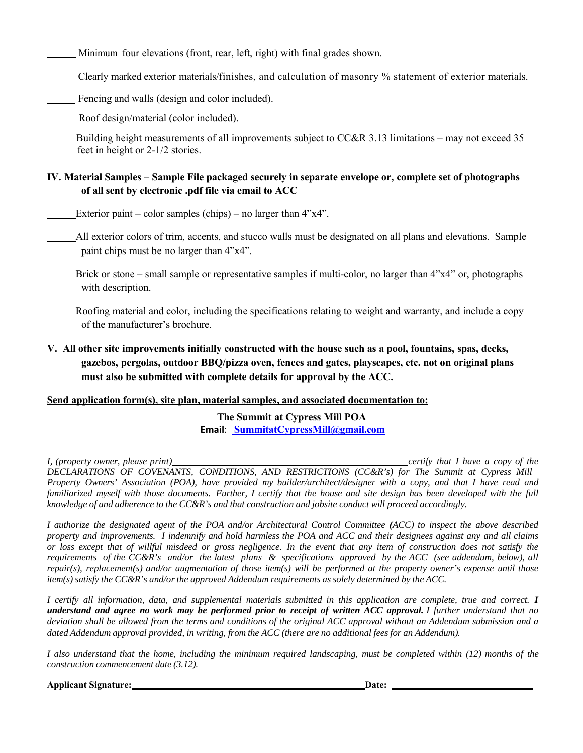______ Minimum four elevations (front, rear, left, right) with final grades shown.

______ Clearly marked exterior materials/finishes, and calculation of masonry % statement of exterior materials.

______ Fencing and walls (design and color included).

______ Roof design/material (color included).

______ Building height measurements of all improvements subject to CC&R 3.13 limitations – may not exceed 35 feet in height or 2-1/2 stories.

**IV. Material Samples – Sample File packaged securely in separate envelope or, complete set of photographs of all sent by electronic .pdf file via email to ACC**

______ Exterior paint – color samples (chips) – no larger than 4"x4".

______ All exterior colors of trim, accents, and stucco walls must be designated on all plans and elevations. Sample paint chips must be no larger than 4"x4".

______ Brick or stone – small sample or representative samples if multi-color, no larger than 4"x4" or, photographs with description.

______ Roofing material and color, including the specifications relating to weight and warranty, and include a copy of the manufacturer's brochure.

**V. All other site improvements initially constructed with the house such as a pool, fountains, spas, decks, gazebos, pergolas, outdoor BBQ/pizza oven, fences and gates, playscapes, etc. not on original plans must also be submitted with complete details for approval by the ACC.**

**Send application form(s), site plan, material samples, and associated documentation to:**

**The Summit at Cypress Mill POA**
**Email**: **SummitatCypressMill@gmail.com**

*I, (property owner, please print)__________________________________________certify that I have a copy of the DECLARATIONS OF COVENANTS, CONDITIONS, AND RESTRICTIONS (CC&R's) for The Summit at Cypress Mill Property Owners' Association (POA), have provided my builder/architect/designer with a copy, and that I have read and familiarized myself with those documents. Further, I certify that the house and site design has been developed with the full knowledge of and adherence to the CC&R's and that construction and jobsite conduct will proceed accordingly.*

*I authorize the designated agent of the POA and/or Architectural Control Committee (ACC) to inspect the above described property and improvements. I indemnify and hold harmless the POA and ACC and their designees against any and all claims or loss except that of willful misdeed or gross negligence. In the event that any item of construction does not satisfy the requirements of the CC&R's and/or the latest plans & specifications approved by the ACC (see addendum, below), all repair(s), replacement(s) and/or augmentation of those item(s) will be performed at the property owner's expense until those item(s) satisfy the CC&R's and/or the approved Addendum requirements as solely determined by the ACC.*

*I certify all information, data, and supplemental materials submitted in this application are complete, true and correct.* ***I understand and agree no work may be performed prior to receipt of written ACC approval.*** *I further understand that no deviation shall be allowed from the terms and conditions of the original ACC approval without an Addendum submission and a dated Addendum approval provided, in writing, from the ACC (there are no additional fees for an Addendum).*

*I also understand that the home, including the minimum required landscaping, must be completed within (12) months of the construction commencement date (3.12).*

**Applicant Signature:**__________________________________________ **Date:** ____________________________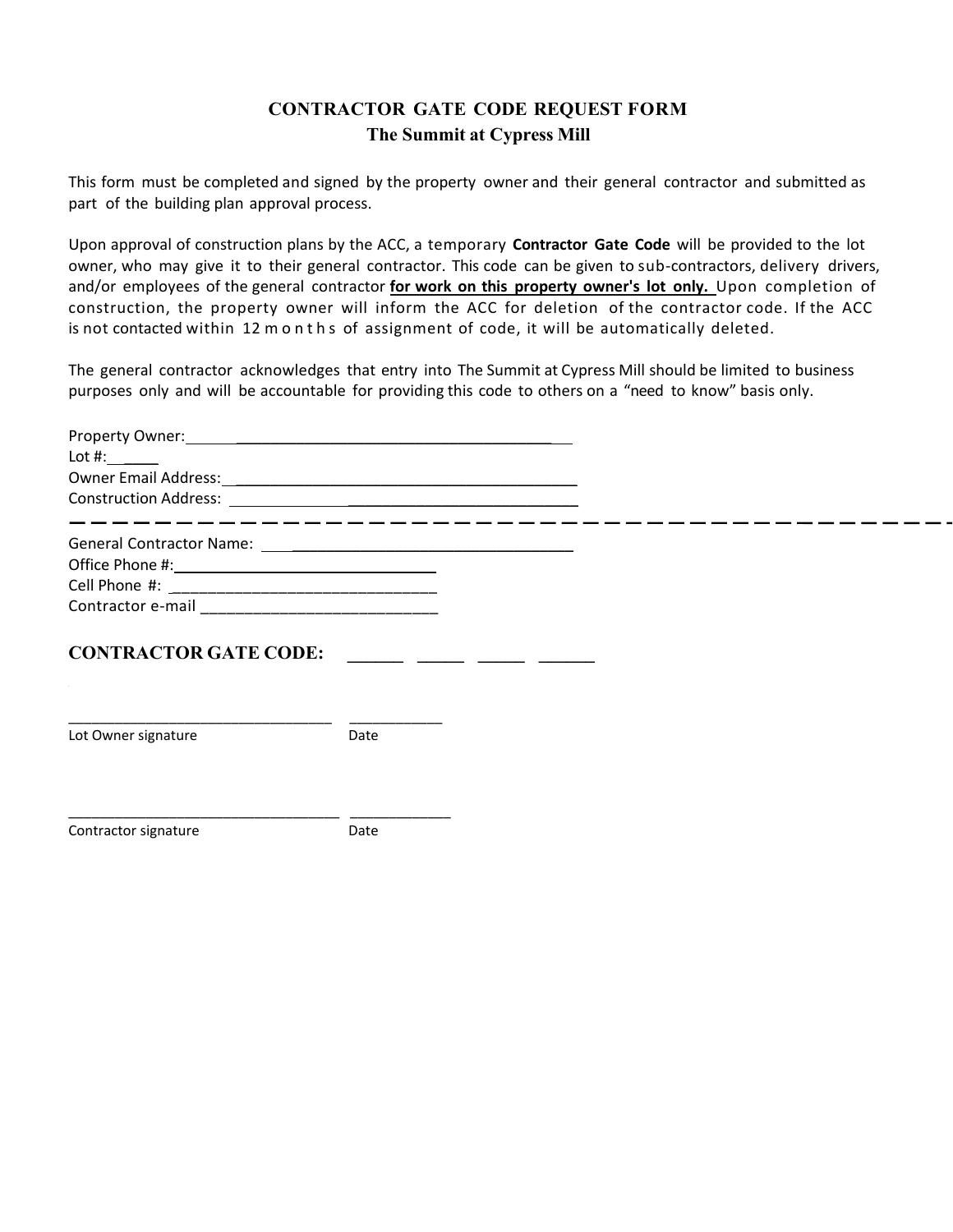# CONTRACTOR GATE CODE REQUEST FORM

## The Summit at Cypress Mill

This form must be completed and signed by the property owner and their general contractor and submitted as part of the building plan approval process.

Upon approval of construction plans by the ACC, a temporary **Contractor Gate Code** will be provided to the lot owner, who may give it to their general contractor. This code can be given to sub-contractors, delivery drivers, and/or employees of the general contractor **for work on this property owner's lot only.** Upon completion of construction, the property owner will inform the ACC for deletion of the contractor code. If the ACC is not contacted within 12 months of assignment of code, it will be automatically deleted.

The general contractor acknowledges that entry into The Summit at Cypress Mill should be limited to business purposes only and will be accountable for providing this code to others on a "need to know" basis only.

Property Owner: ________________________________________

Lot #: ______

Owner Email Address: ________________________________________

Construction Address: ________________________________________

---

General Contractor Name: ________________________________________

Office Phone #: ________________________________

Cell Phone #: ________________________________

Contractor e-mail ________________________________

**CONTRACTOR GATE CODE:** ______ ______ ______ ______

________________________________ ____________

Lot Owner signature Date

________________________________ ____________

Contractor signature Date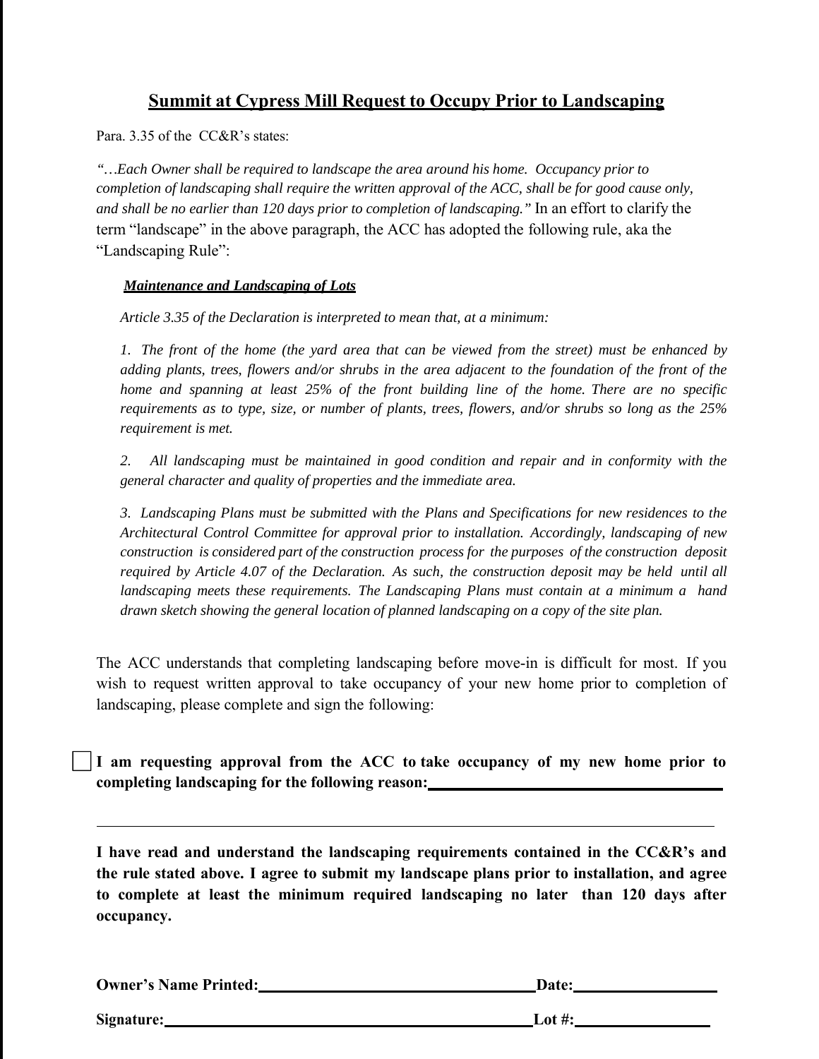# Summit at Cypress Mill Request to Occupy Prior to Landscaping

Para. 3.35 of the CC&R's states:

*"…Each Owner shall be required to landscape the area around his home. Occupancy prior to completion of landscaping shall require the written approval of the ACC, shall be for good cause only, and shall be no earlier than 120 days prior to completion of landscaping."* In an effort to clarify the term "landscape" in the above paragraph, the ACC has adopted the following rule, aka the "Landscaping Rule":

> ***Maintenance and Landscaping of Lots***
>
> *Article 3.35 of the Declaration is interpreted to mean that, at a minimum:*
>
> *1. The front of the home (the yard area that can be viewed from the street) must be enhanced by adding plants, trees, flowers and/or shrubs in the area adjacent to the foundation of the front of the home and spanning at least 25% of the front building line of the home. There are no specific requirements as to type, size, or number of plants, trees, flowers, and/or shrubs so long as the 25% requirement is met.*
>
> *2. All landscaping must be maintained in good condition and repair and in conformity with the general character and quality of properties and the immediate area.*
>
> *3. Landscaping Plans must be submitted with the Plans and Specifications for new residences to the Architectural Control Committee for approval prior to installation. Accordingly, landscaping of new construction is considered part of the construction process for the purposes of the construction deposit required by Article 4.07 of the Declaration. As such, the construction deposit may be held until all landscaping meets these requirements. The Landscaping Plans must contain at a minimum a hand drawn sketch showing the general location of planned landscaping on a copy of the site plan.*

The ACC understands that completing landscaping before move-in is difficult for most. If you wish to request written approval to take occupancy of your new home prior to completion of landscaping, please complete and sign the following:

☐ **I am requesting approval from the ACC to take occupancy of my new home prior to completing landscaping for the following reason:**\_\_\_\_\_\_\_\_\_\_\_\_\_\_\_\_\_\_\_\_\_\_\_\_\_\_\_\_\_\_\_\_\_\_\_\_\_\_

\_\_\_\_\_\_\_\_\_\_\_\_\_\_\_\_\_\_\_\_\_\_\_\_\_\_\_\_\_\_\_\_\_\_\_\_\_\_\_\_\_\_\_\_\_\_\_\_\_\_\_\_\_\_\_\_\_\_\_\_\_\_\_\_\_\_\_\_\_\_\_\_\_\_\_\_\_\_

**I have read and understand the landscaping requirements contained in the CC&R's and the rule stated above. I agree to submit my landscape plans prior to installation, and agree to complete at least the minimum required landscaping no later than 120 days after occupancy.**

**Owner's Name Printed:**\_\_\_\_\_\_\_\_\_\_\_\_\_\_\_\_\_\_\_\_\_\_\_\_\_\_\_\_\_\_\_\_\_\_\_\_ **Date:**\_\_\_\_\_\_\_\_\_\_\_\_\_\_\_\_\_\_

**Signature:**\_\_\_\_\_\_\_\_\_\_\_\_\_\_\_\_\_\_\_\_\_\_\_\_\_\_\_\_\_\_\_\_\_\_\_\_\_\_\_\_\_\_\_\_\_\_\_\_\_\_ **Lot #:**\_\_\_\_\_\_\_\_\_\_\_\_\_\_\_\_\_\_